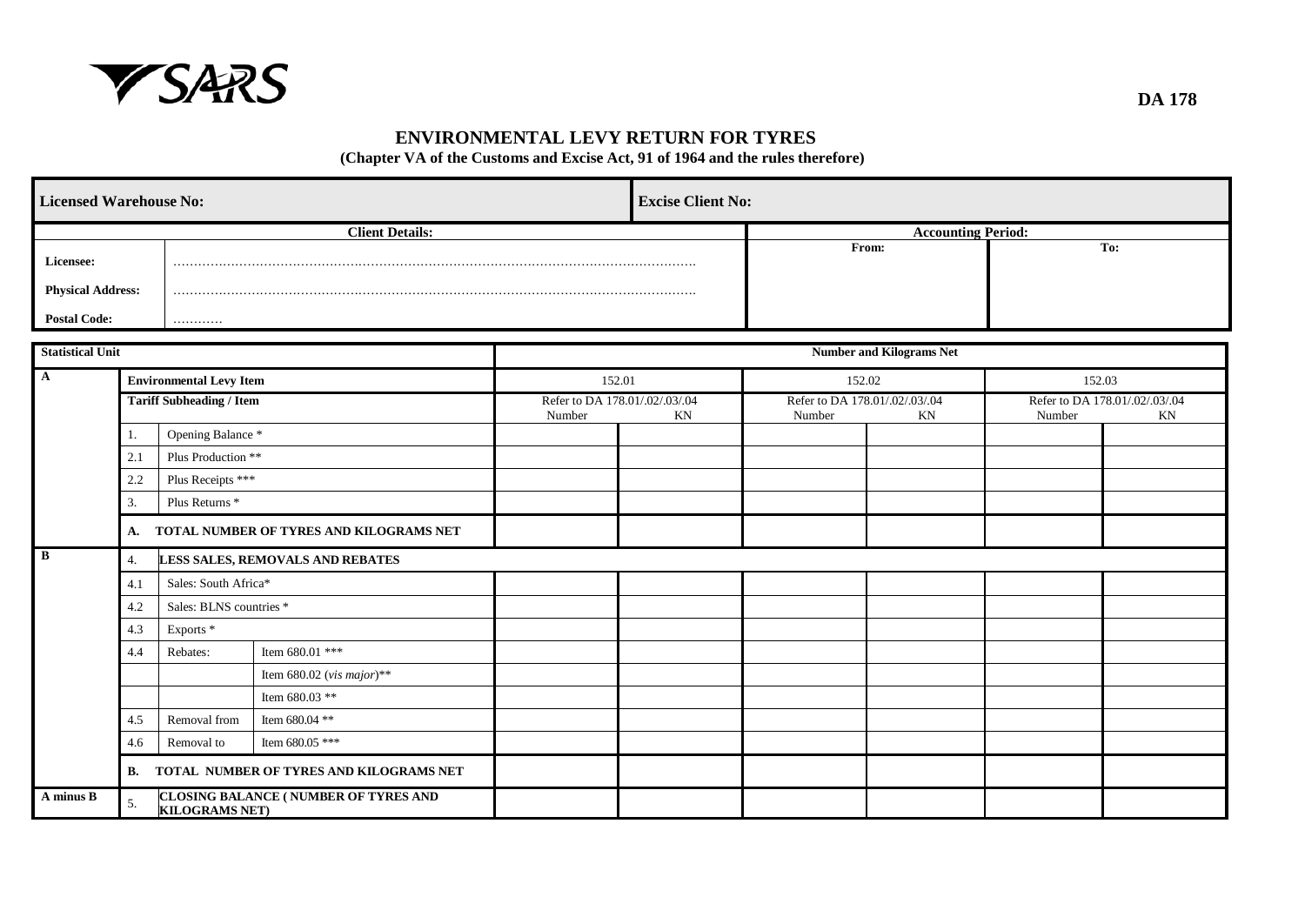SARS

**DA 178**

# ENVIRONMENTAL LEVY RETURN FOR TYRES

**(Chapter VA of the Customs and Excise Act, 91 of 1964 and the rules therefore)**

| **Licensed Warehouse No:** | **Excise Client No:** |
|---|---|

| **Client Details:** | | **Accounting Period:** | |
|---|---|---|---|
| | | **From:** | **To:** |
| **Licensee:** | ……………………………………………………………………………………………………………… | | |
| **Physical Address:** | ……………………………………………………………………………………………………………… | | |
| **Postal Code:** | ………… | | |

| **Statistical Unit** | | | | **Number and Kilograms Net** | | | | | |
|---|---|---|---|---|---|---|---|---|---|
| **A** | **Environmental Levy Item** | | | 152.01 | | 152.02 | | 152.03 | |
| | **Tariff Subheading / Item** | | | Refer to DA 178.01/.02/.03/.04 Number | KN | Refer to DA 178.01/.02/.03/.04 Number | KN | Refer to DA 178.01/.02/.03/.04 Number | KN |
| | 1. | Opening Balance * | | | | | | | |
| | 2.1 | Plus Production ** | | | | | | | |
| | 2.2 | Plus Receipts *** | | | | | | | |
| | 3. | Plus Returns * | | | | | | | |
| | **A.** | **TOTAL NUMBER OF TYRES AND KILOGRAMS NET** | | | | | | | |
| **B** | 4. | **LESS SALES, REMOVALS AND REBATES** | | | | | | | |
| | 4.1 | Sales: South Africa* | | | | | | | |
| | 4.2 | Sales: BLNS countries * | | | | | | | |
| | 4.3 | Exports * | | | | | | | |
| | 4.4 | Rebates: | Item 680.01 *** | | | | | | |
| | | | Item 680.02 (*vis major*)** | | | | | | |
| | | | Item 680.03 ** | | | | | | |
| | 4.5 | Removal from | Item 680.04 ** | | | | | | |
| | 4.6 | Removal to | Item 680.05 *** | | | | | | |
| | **B.** | **TOTAL NUMBER OF TYRES AND KILOGRAMS NET** | | | | | | | |
| **A minus B** | 5. | **CLOSING BALANCE ( NUMBER OF TYRES AND KILOGRAMS NET)** | | | | | | | |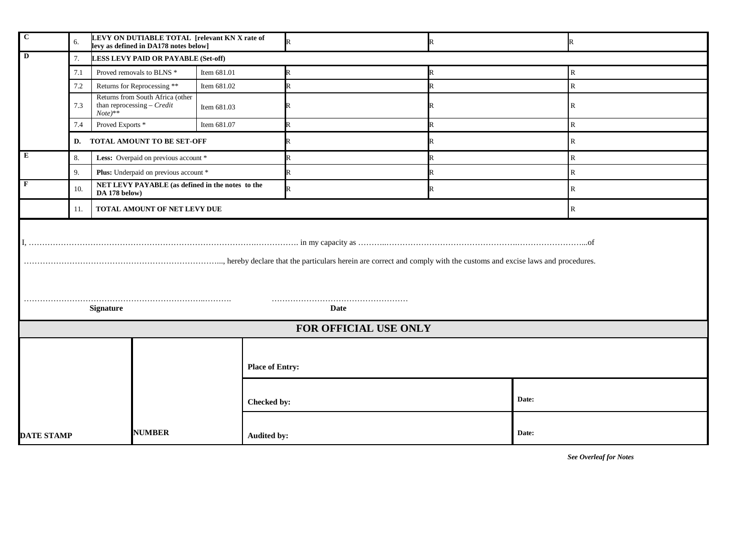| | | | | | | |
|---|---|---|---|---|---|---|
| **C** | 6. | **LEVY ON DUTIABLE TOTAL [relevant KN X rate of levy as defined in DA178 notes below]** | | R | R | R |
| **D** | 7. | **LESS LEVY PAID OR PAYABLE (Set-off)** | | | | |
| | 7.1 | Proved removals to BLNS * | Item 681.01 | R | R | R |
| | 7.2 | Returns for Reprocessing ** | Item 681.02 | R | R | R |
| | 7.3 | Returns from South Africa (other than reprocessing – *Credit Note*)** | Item 681.03 | R | R | R |
| | 7.4 | Proved Exports * | Item 681.07 | R | R | R |
| | **D.** | **TOTAL AMOUNT TO BE SET-OFF** | | R | R | R |
| **E** | 8. | **Less:** Overpaid on previous account * | | R | R | R |
| | 9. | **Plus:** Underpaid on previous account * | | R | R | R |
| **F** | 10. | **NET LEVY PAYABLE (as defined in the notes to the DA 178 below)** | | R | R | R |
| | 11. | **TOTAL AMOUNT OF NET LEVY DUE** | | | | R |

I, …………………………………………………………………………….……………. in my capacity as ………..…………………………………………..……………………...of

…………………………………………………………………..., hereby declare that the particulars herein are correct and comply with the customs and excise laws and procedures.

……………………………………………………………..……….   ……………………………………………

**Signature** **Date**

## FOR OFFICIAL USE ONLY

| | | | |
|---|---|---|---|
| **DATE STAMP** | **NUMBER** | **Place of Entry:** | |
| | | **Checked by:** | **Date:** |
| | | **Audited by:** | **Date:** |

***See Overleaf for Notes***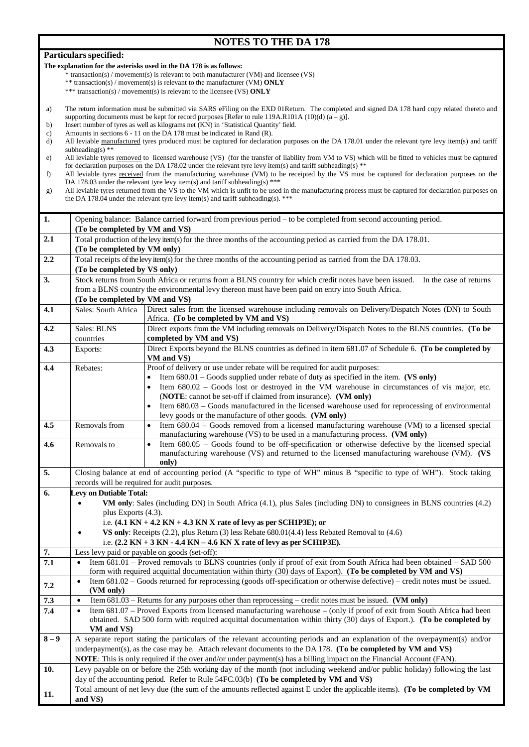# NOTES TO THE DA 178

**Particulars specified:**

**The explanation for the asterisks used in the DA 178 is as follows:**

\* transaction(s) / movement(s) is relevant to both manufacturer (VM) and licensee (VS)

\*\* transaction(s) / movement(s) is relevant to the manufacturer (VM) **ONLY**

\*\*\* transaction(s) / movement(s) is relevant to the licensee (VS) **ONLY**

a) The return information must be submitted via SARS eFiling on the EXD 01Return. The completed and signed DA 178 hard copy related thereto and supporting documents must be kept for record purposes [Refer to rule 119A.R101A (10)(d) (a – g)].

b) Insert number of tyres as well as kilograms net (KN) in 'Statistical Quantity' field.

c) Amounts in sections 6 - 11 on the DA 178 must be indicated in Rand (R).

d) All leviable manufactured tyres produced must be captured for declaration purposes on the DA 178.01 under the relevant tyre levy item(s) and tariff subheading(s) \*\*

e) All leviable tyres removed to licensed warehouse (VS) (for the transfer of liability from VM to VS) which will be fitted to vehicles must be captured for declaration purposes on the DA 178.02 under the relevant tyre levy item(s) and tariff subheading(s) \*\*

f) All leviable tyres received from the manufacturing warehouse (VM) to be receipted by the VS must be captured for declaration purposes on the DA 178.03 under the relevant tyre levy item(s) and tariff subheading(s) \*\*\*

g) All leviable tyres returned from the VS to the VM which is unfit to be used in the manufacturing process must be captured for declaration purposes on the DA 178.04 under the relevant tyre levy item(s) and tariff subheading(s). \*\*\*

| | | |
|---|---|---|
| **1.** | Opening balance: Balance carried forward from previous period – to be completed from second accounting period. **(To be completed by VM and VS)** | |
| **2.1** | Total production of the levy item(s) for the three months of the accounting period as carried from the DA 178.01. **(To be completed by VM only)** | |
| **2.2** | Total receipts of the levy item(s) for the three months of the accounting period as carried from the DA 178.03. **(To be completed by VS only)** | |
| **3.** | Stock returns from South Africa or returns from a BLNS country for which credit notes have been issued. In the case of returns from a BLNS country the environmental levy thereon must have been paid on entry into South Africa. **(To be completed by VM and VS)** | |
| **4.1** | Sales: South Africa | Direct sales from the licensed warehouse including removals on Delivery/Dispatch Notes (DN) to South Africa. **(To be completed by VM and VS)** |
| **4.2** | Sales: BLNS countries | Direct exports from the VM including removals on Delivery/Dispatch Notes to the BLNS countries. **(To be completed by VM and VS)** |
| **4.3** | Exports: | Direct Exports beyond the BLNS countries as defined in item 681.07 of Schedule 6. **(To be completed by VM and VS)** |
| **4.4** | Rebates: | Proof of delivery or use under rebate will be required for audit purposes:<br>• Item 680.01 – Goods supplied under rebate of duty as specified in the item. **(VS only)**<br>• Item 680.02 – Goods lost or destroyed in the VM warehouse in circumstances of vis major, etc. (**NOTE**: cannot be set-off if claimed from insurance). **(VM only)**<br>• Item 680.03 – Goods manufactured in the licensed warehouse used for reprocessing of environmental levy goods or the manufacture of other goods. **(VM only)** |
| **4.5** | Removals from | • Item 680.04 – Goods removed from a licensed manufacturing warehouse (VM) to a licensed special manufacturing warehouse (VS) to be used in a manufacturing process. **(VM only)** |
| **4.6** | Removals to | • Item 680.05 – Goods found to be off-specification or otherwise defective by the licensed special manufacturing warehouse (VS) and returned to the licensed manufacturing warehouse (VM). **(VS only)** |
| **5.** | Closing balance at end of accounting period (A "specific to type of WH" minus B "specific to type of WH"). Stock taking records will be required for audit purposes. | |
| **6.** | **Levy on Dutiable Total:**<br>• **VM only**: Sales (including DN) in South Africa (4.1), plus Sales (including DN) to consignees in BLNS countries (4.2) plus Exports (4.3).<br>i.e. **(4.1 KN + 4.2 KN + 4.3 KN X rate of levy as per SCH1P3E); or**<br>• **VS only**: Receipts (2.2), plus Return (3) less Rebate 680.01(4.4) less Rebated Removal to (4.6)<br>i.e. **(2.2 KN + 3 KN - 4.4 KN – 4.6 KN X rate of levy as per SCH1P3E).** | |
| **7.** | Less levy paid or payable on goods (set-off): | |
| **7.1** | • Item 681.01 – Proved removals to BLNS countries (only if proof of exit from South Africa had been obtained – SAD 500 form with required acquittal documentation within thirty (30) days of Export). **(To be completed by VM and VS)** | |
| **7.2** | • Item 681.02 – Goods returned for reprocessing (goods off-specification or otherwise defective) – credit notes must be issued. **(VM only)** | |
| **7.3** | • Item 681.03 – Returns for any purposes other than reprocessing – credit notes must be issued. **(VM only)** | |
| **7.4** | • Item 681.07 – Proved Exports from licensed manufacturing warehouse – (only if proof of exit from South Africa had been obtained. SAD 500 form with required acquittal documentation within thirty (30) days of Export.). **(To be completed by VM and VS)** | |
| **8 – 9** | A separate report stating the particulars of the relevant accounting periods and an explanation of the overpayment(s) and/or underpayment(s), as the case may be. Attach relevant documents to the DA 178. **(To be completed by VM and VS)**<br>**NOTE**: This is only required if the over and/or under payment(s) has a billing impact on the Financial Account (FAN). | |
| **10.** | Levy payable on or before the 25th working day of the month (not including weekend and/or public holiday) following the last day of the accounting period. Refer to Rule 54FC.03(b) **(To be completed by VM and VS)** | |
| **11.** | Total amount of net levy due (the sum of the amounts reflected against E under the applicable items). **(To be completed by VM and VS)** | |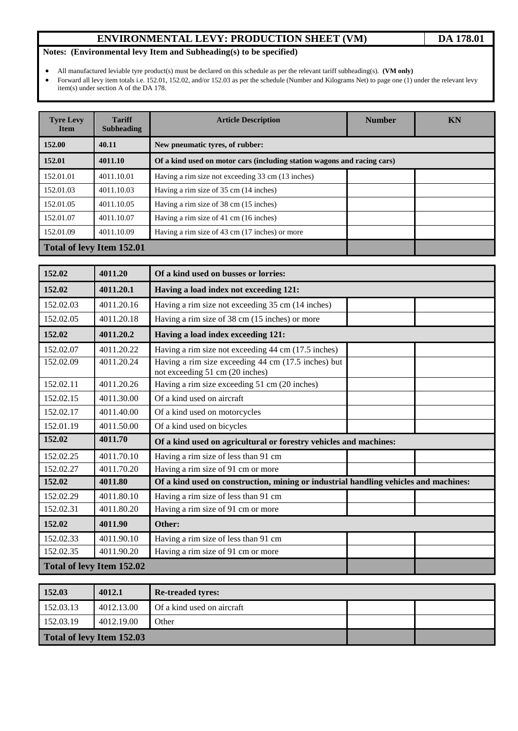# ENVIRONMENTAL LEVY: PRODUCTION SHEET (VM) — DA 178.01

**Notes: (Environmental levy Item and Subheading(s) to be specified)**

- All manufactured leviable tyre product(s) must be declared on this schedule as per the relevant tariff subheading(s). **(VM only)**
- Forward all levy item totals i.e. 152.01, 152.02, and/or 152.03 as per the schedule (Number and Kilograms Net) to page one (1) under the relevant levy item(s) under section A of the DA 178.

| Tyre Levy Item | Tariff Subheading | Article Description | Number | KN |
|---|---|---|---|---|
| **152.00** | **40.11** | **New pneumatic tyres, of rubber:** | | |
| **152.01** | **4011.10** | **Of a kind used on motor cars (including station wagons and racing cars)** | | |
| 152.01.01 | 4011.10.01 | Having a rim size not exceeding 33 cm (13 inches) | | |
| 152.01.03 | 4011.10.03 | Having a rim size of 35 cm (14 inches) | | |
| 152.01.05 | 4011.10.05 | Having a rim size of 38 cm (15 inches) | | |
| 152.01.07 | 4011.10.07 | Having a rim size of 41 cm (16 inches) | | |
| 152.01.09 | 4011.10.09 | Having a rim size of 43 cm (17 inches) or more | | |
| **Total of levy Item 152.01** | | | | |

| Tyre Levy Item | Tariff Subheading | Article Description | Number | KN |
|---|---|---|---|---|
| **152.02** | **4011.20** | **Of a kind used on busses or lorries:** | | |
| **152.02** | **4011.20.1** | **Having a load index not exceeding 121:** | | |
| 152.02.03 | 4011.20.16 | Having a rim size not exceeding 35 cm (14 inches) | | |
| 152.02.05 | 4011.20.18 | Having a rim size of 38 cm (15 inches) or more | | |
| **152.02** | **4011.20.2** | **Having a load index exceeding 121:** | | |
| 152.02.07 | 4011.20.22 | Having a rim size not exceeding 44 cm (17.5 inches) | | |
| 152.02.09 | 4011.20.24 | Having a rim size exceeding 44 cm (17.5 inches) but not exceeding 51 cm (20 inches) | | |
| 152.02.11 | 4011.20.26 | Having a rim size exceeding 51 cm (20 inches) | | |
| 152.02.15 | 4011.30.00 | Of a kind used on aircraft | | |
| 152.02.17 | 4011.40.00 | Of a kind used on motorcycles | | |
| 152.01.19 | 4011.50.00 | Of a kind used on bicycles | | |
| **152.02** | **4011.70** | **Of a kind used on agricultural or forestry vehicles and machines:** | | |
| 152.02.25 | 4011.70.10 | Having a rim size of less than 91 cm | | |
| 152.02.27 | 4011.70.20 | Having a rim size of 91 cm or more | | |
| **152.02** | **4011.80** | **Of a kind used on construction, mining or industrial handling vehicles and machines:** | | |
| 152.02.29 | 4011.80.10 | Having a rim size of less than 91 cm | | |
| 152.02.31 | 4011.80.20 | Having a rim size of 91 cm or more | | |
| **152.02** | **4011.90** | **Other:** | | |
| 152.02.33 | 4011.90.10 | Having a rim size of less than 91 cm | | |
| 152.02.35 | 4011.90.20 | Having a rim size of 91 cm or more | | |
| **Total of levy Item 152.02** | | | | |

| Tyre Levy Item | Tariff Subheading | Article Description | Number | KN |
|---|---|---|---|---|
| **152.03** | **4012.1** | **Re-treaded tyres:** | | |
| 152.03.13 | 4012.13.00 | Of a kind used on aircraft | | |
| 152.03.19 | 4012.19.00 | Other | | |
| **Total of levy Item 152.03** | | | | |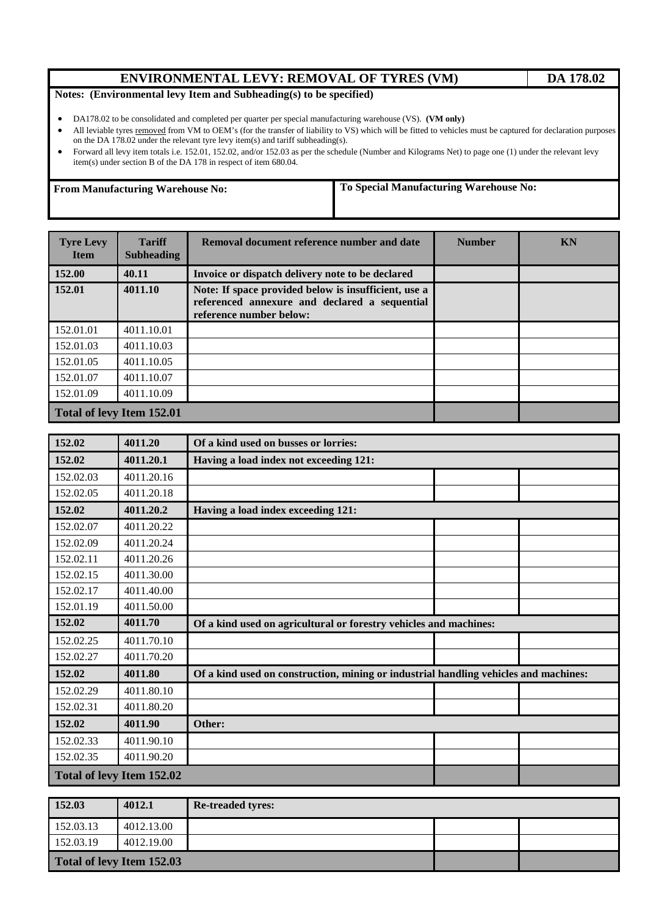| ENVIRONMENTAL LEVY: REMOVAL OF TYRES (VM) | DA 178.02 |
|---|---|

**Notes: (Environmental levy Item and Subheading(s) to be specified)**

- DA178.02 to be consolidated and completed per quarter per special manufacturing warehouse (VS). **(VM only)**
- All leviable tyres removed from VM to OEM's (for the transfer of liability to VS) which will be fitted to vehicles must be captured for declaration purposes on the DA 178.02 under the relevant tyre levy item(s) and tariff subheading(s).
- Forward all levy item totals i.e. 152.01, 152.02, and/or 152.03 as per the schedule (Number and Kilograms Net) to page one (1) under the relevant levy item(s) under section B of the DA 178 in respect of item 680.04.

| From Manufacturing Warehouse No: | To Special Manufacturing Warehouse No: |
|---|---|
| | |

| Tyre Levy Item | Tariff Subheading | Removal document reference number and date | Number | KN |
|---|---|---|---|---|
| **152.00** | **40.11** | **Invoice or dispatch delivery note to be declared** | | |
| **152.01** | **4011.10** | **Note: If space provided below is insufficient, use a referenced annexure and declared a sequential reference number below:** | | |
| 152.01.01 | 4011.10.01 | | | |
| 152.01.03 | 4011.10.03 | | | |
| 152.01.05 | 4011.10.05 | | | |
| 152.01.07 | 4011.10.07 | | | |
| 152.01.09 | 4011.10.09 | | | |
| **Total of levy Item 152.01** | | | | |

| | | | | |
|---|---|---|---|---|
| **152.02** | **4011.20** | **Of a kind used on busses or lorries:** | | |
| **152.02** | **4011.20.1** | **Having a load index not exceeding 121:** | | |
| 152.02.03 | 4011.20.16 | | | |
| 152.02.05 | 4011.20.18 | | | |
| **152.02** | **4011.20.2** | **Having a load index exceeding 121:** | | |
| 152.02.07 | 4011.20.22 | | | |
| 152.02.09 | 4011.20.24 | | | |
| 152.02.11 | 4011.20.26 | | | |
| 152.02.15 | 4011.30.00 | | | |
| 152.02.17 | 4011.40.00 | | | |
| 152.01.19 | 4011.50.00 | | | |
| **152.02** | **4011.70** | **Of a kind used on agricultural or forestry vehicles and machines:** | | |
| 152.02.25 | 4011.70.10 | | | |
| 152.02.27 | 4011.70.20 | | | |
| **152.02** | **4011.80** | **Of a kind used on construction, mining or industrial handling vehicles and machines:** | | |
| 152.02.29 | 4011.80.10 | | | |
| 152.02.31 | 4011.80.20 | | | |
| **152.02** | **4011.90** | **Other:** | | |
| 152.02.33 | 4011.90.10 | | | |
| 152.02.35 | 4011.90.20 | | | |
| **Total of levy Item 152.02** | | | | |

| | | | | |
|---|---|---|---|---|
| **152.03** | **4012.1** | **Re-treaded tyres:** | | |
| 152.03.13 | 4012.13.00 | | | |
| 152.03.19 | 4012.19.00 | | | |
| **Total of levy Item 152.03** | | | | |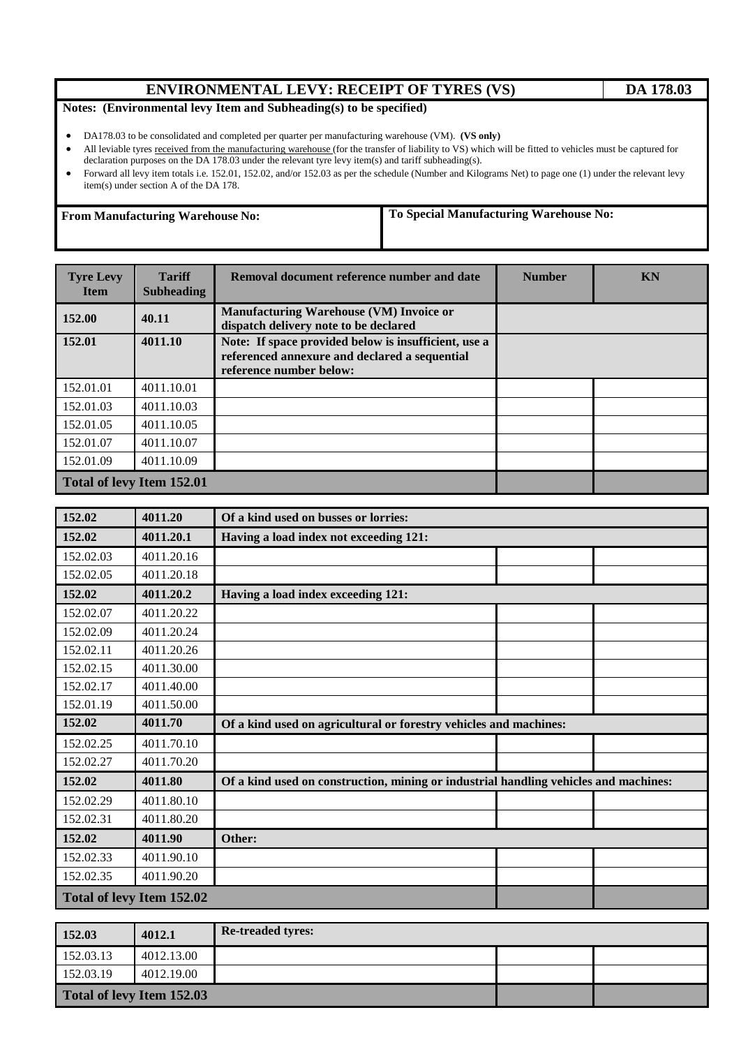| ENVIRONMENTAL LEVY: RECEIPT OF TYRES (VS) | DA 178.03 |
|---|---|

**Notes: (Environmental levy Item and Subheading(s) to be specified)**

- DA178.03 to be consolidated and completed per quarter per manufacturing warehouse (VM). **(VS only)**
- All leviable tyres received from the manufacturing warehouse (for the transfer of liability to VS) which will be fitted to vehicles must be captured for declaration purposes on the DA 178.03 under the relevant tyre levy item(s) and tariff subheading(s).
- Forward all levy item totals i.e. 152.01, 152.02, and/or 152.03 as per the schedule (Number and Kilograms Net) to page one (1) under the relevant levy item(s) under section A of the DA 178.

| From Manufacturing Warehouse No: | To Special Manufacturing Warehouse No: |
|---|---|
| | |

| Tyre Levy Item | Tariff Subheading | Removal document reference number and date | Number | KN |
|---|---|---|---|---|
| **152.00** | **40.11** | **Manufacturing Warehouse (VM) Invoice or dispatch delivery note to be declared** | | |
| **152.01** | **4011.10** | **Note: If space provided below is insufficient, use a referenced annexure and declared a sequential reference number below:** | | |
| 152.01.01 | 4011.10.01 | | | |
| 152.01.03 | 4011.10.03 | | | |
| 152.01.05 | 4011.10.05 | | | |
| 152.01.07 | 4011.10.07 | | | |
| 152.01.09 | 4011.10.09 | | | |
| **Total of levy Item 152.01** | | | | |

| Tyre Levy Item | Tariff Subheading | Removal document reference number and date | Number | KN |
|---|---|---|---|---|
| **152.02** | **4011.20** | **Of a kind used on busses or lorries:** | | |
| **152.02** | **4011.20.1** | **Having a load index not exceeding 121:** | | |
| 152.02.03 | 4011.20.16 | | | |
| 152.02.05 | 4011.20.18 | | | |
| **152.02** | **4011.20.2** | **Having a load index exceeding 121:** | | |
| 152.02.07 | 4011.20.22 | | | |
| 152.02.09 | 4011.20.24 | | | |
| 152.02.11 | 4011.20.26 | | | |
| 152.02.15 | 4011.30.00 | | | |
| 152.02.17 | 4011.40.00 | | | |
| 152.01.19 | 4011.50.00 | | | |
| **152.02** | **4011.70** | **Of a kind used on agricultural or forestry vehicles and machines:** | | |
| 152.02.25 | 4011.70.10 | | | |
| 152.02.27 | 4011.70.20 | | | |
| **152.02** | **4011.80** | **Of a kind used on construction, mining or industrial handling vehicles and machines:** | | |
| 152.02.29 | 4011.80.10 | | | |
| 152.02.31 | 4011.80.20 | | | |
| **152.02** | **4011.90** | **Other:** | | |
| 152.02.33 | 4011.90.10 | | | |
| 152.02.35 | 4011.90.20 | | | |
| **Total of levy Item 152.02** | | | | |

| Tyre Levy Item | Tariff Subheading | Removal document reference number and date | Number | KN |
|---|---|---|---|---|
| **152.03** | **4012.1** | **Re-treaded tyres:** | | |
| 152.03.13 | 4012.13.00 | | | |
| 152.03.19 | 4012.19.00 | | | |
| **Total of levy Item 152.03** | | | | |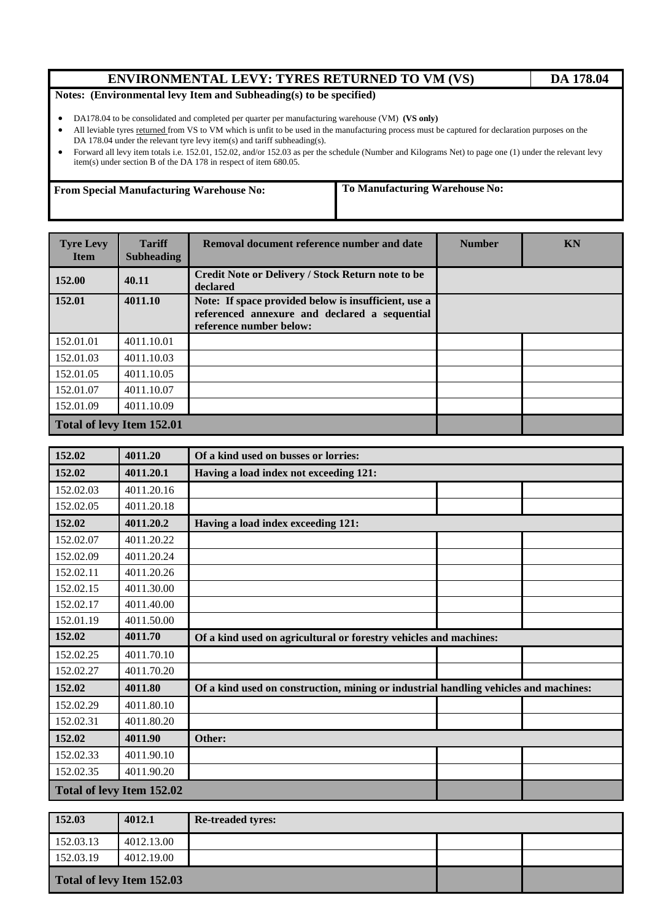| ENVIRONMENTAL LEVY: TYRES RETURNED TO VM (VS) | DA 178.04 |
|---|---|

**Notes: (Environmental levy Item and Subheading(s) to be specified)**

- DA178.04 to be consolidated and completed per quarter per manufacturing warehouse (VM) **(VS only)**
- All leviable tyres returned from VS to VM which is unfit to be used in the manufacturing process must be captured for declaration purposes on the DA 178.04 under the relevant tyre levy item(s) and tariff subheading(s).
- Forward all levy item totals i.e. 152.01, 152.02, and/or 152.03 as per the schedule (Number and Kilograms Net) to page one (1) under the relevant levy item(s) under section B of the DA 178 in respect of item 680.05.

| From Special Manufacturing Warehouse No: | To Manufacturing Warehouse No: |
|---|---|
| | |

| Tyre Levy Item | Tariff Subheading | Removal document reference number and date | Number | KN |
|---|---|---|---|---|
| **152.00** | **40.11** | **Credit Note or Delivery / Stock Return note to be declared** | | |
| **152.01** | **4011.10** | **Note: If space provided below is insufficient, use a referenced annexure and declared a sequential reference number below:** | | |
| 152.01.01 | 4011.10.01 | | | |
| 152.01.03 | 4011.10.03 | | | |
| 152.01.05 | 4011.10.05 | | | |
| 152.01.07 | 4011.10.07 | | | |
| 152.01.09 | 4011.10.09 | | | |
| **Total of levy Item 152.01** | | | | |
| **152.02** | **4011.20** | **Of a kind used on busses or lorries:** | | |
| **152.02** | **4011.20.1** | **Having a load index not exceeding 121:** | | |
| 152.02.03 | 4011.20.16 | | | |
| 152.02.05 | 4011.20.18 | | | |
| **152.02** | **4011.20.2** | **Having a load index exceeding 121:** | | |
| 152.02.07 | 4011.20.22 | | | |
| 152.02.09 | 4011.20.24 | | | |
| 152.02.11 | 4011.20.26 | | | |
| 152.02.15 | 4011.30.00 | | | |
| 152.02.17 | 4011.40.00 | | | |
| 152.01.19 | 4011.50.00 | | | |
| **152.02** | **4011.70** | **Of a kind used on agricultural or forestry vehicles and machines:** | | |
| 152.02.25 | 4011.70.10 | | | |
| 152.02.27 | 4011.70.20 | | | |
| **152.02** | **4011.80** | **Of a kind used on construction, mining or industrial handling vehicles and machines:** | | |
| 152.02.29 | 4011.80.10 | | | |
| 152.02.31 | 4011.80.20 | | | |
| **152.02** | **4011.90** | **Other:** | | |
| 152.02.33 | 4011.90.10 | | | |
| 152.02.35 | 4011.90.20 | | | |
| **Total of levy Item 152.02** | | | | |
| **152.03** | **4012.1** | **Re-treaded tyres:** | | |
| 152.03.13 | 4012.13.00 | | | |
| 152.03.19 | 4012.19.00 | | | |
| **Total of levy Item 152.03** | | | | |